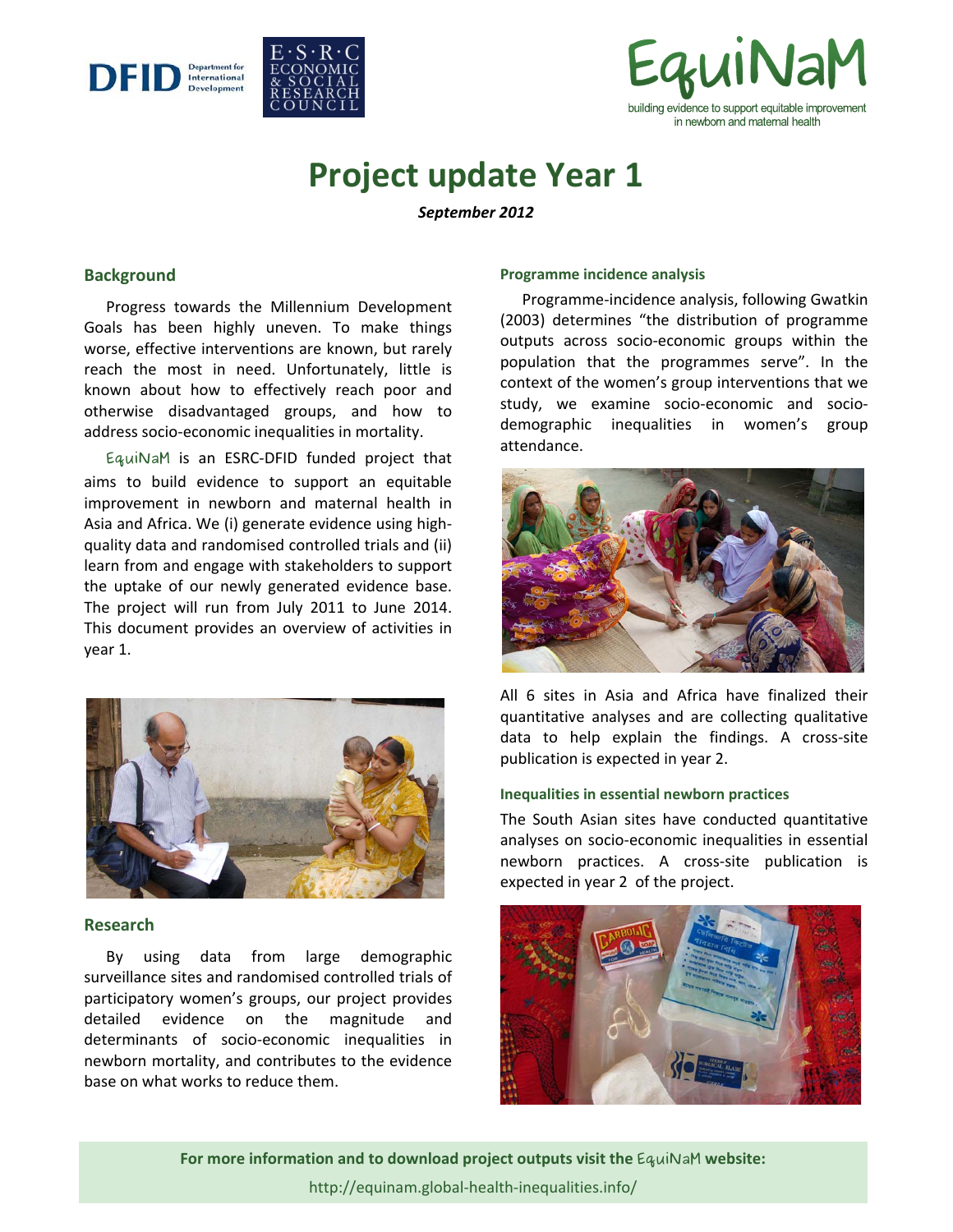EquiNaM

building evidence to support equitable improvement in newborn and maternal health

# Project update Year 1

*September 2012*

## Background

Progress towards the Millennium Development Goals has been highly uneven. To make things worse, effective interventions are known, but rarely reach the most in need. Unfortunately, little is known about how to effectively reach poor and otherwise disadvantaged groups, and how to address socio-economic inequalities in mortality.

EquiNaM is an ESRC-DFID funded project that aims to build evidence to support an equitable improvement in newborn and maternal health in Asia and Africa. We (i) generate evidence using high-quality data and randomised controlled trials and (ii) learn from and engage with stakeholders to support the uptake of our newly generated evidence base. The project will run from July 2011 to June 2014. This document provides an overview of activities in year 1.

## Research

By using data from large demographic surveillance sites and randomised controlled trials of participatory women's groups, our project provides detailed evidence on the magnitude and determinants of socio-economic inequalities in newborn mortality, and contributes to the evidence base on what works to reduce them.

### Programme incidence analysis

Programme-incidence analysis, following Gwatkin (2003) determines "the distribution of programme outputs across socio-economic groups within the population that the programmes serve". In the context of the women's group interventions that we study, we examine socio-economic and socio-demographic inequalities in women's group attendance.

All 6 sites in Asia and Africa have finalized their quantitative analyses and are collecting qualitative data to help explain the findings. A cross-site publication is expected in year 2.

### Inequalities in essential newborn practices

The South Asian sites have conducted quantitative analyses on socio-economic inequalities in essential newborn practices. A cross-site publication is expected in year 2 of the project.

**For more information and to download project outputs visit the EquiNaM website:**

http://equinam.global-health-inequalities.info/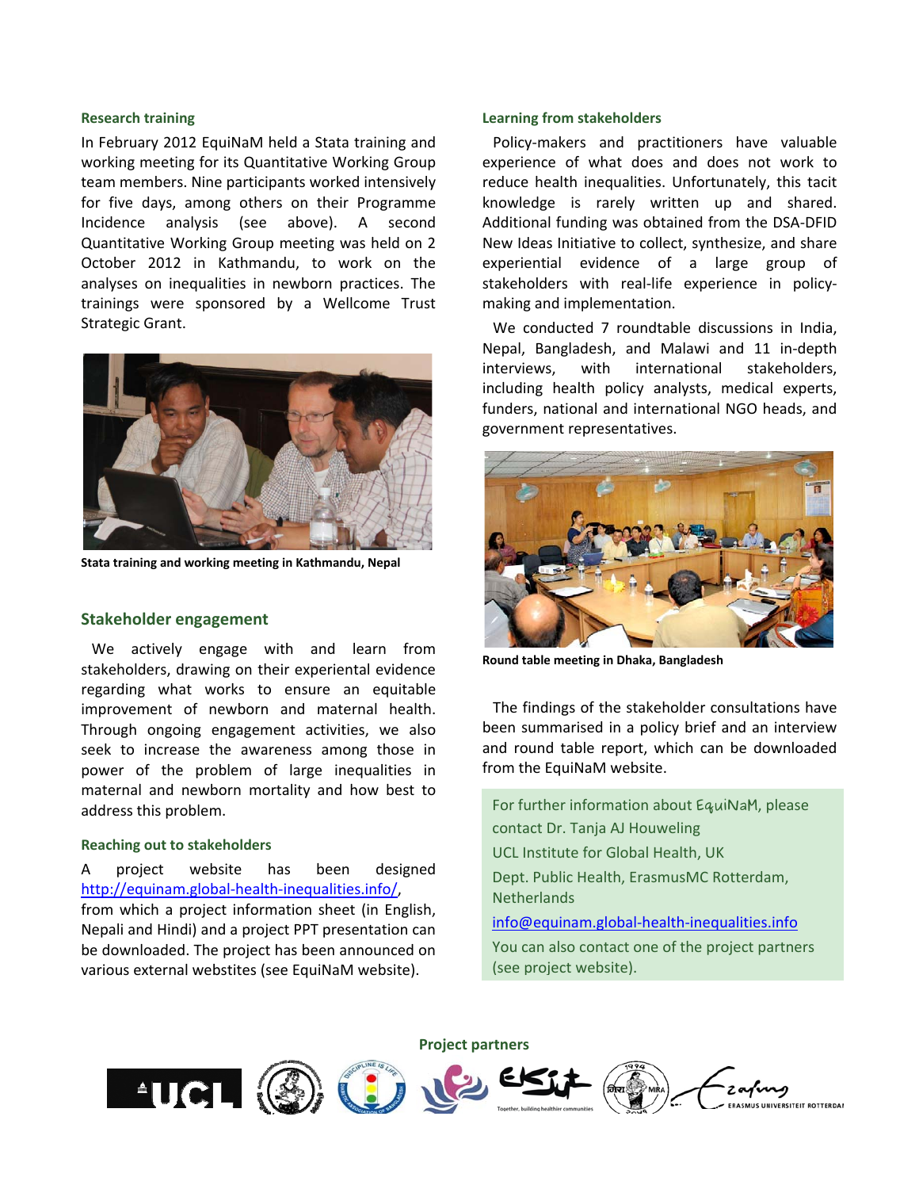### Research training

In February 2012 EquiNaM held a Stata training and working meeting for its Quantitative Working Group team members. Nine participants worked intensively for five days, among others on their Programme Incidence analysis (see above). A second Quantitative Working Group meeting was held on 2 October 2012 in Kathmandu, to work on the analyses on inequalities in newborn practices. The trainings were sponsored by a Wellcome Trust Strategic Grant.

**Stata training and working meeting in Kathmandu, Nepal**

## Stakeholder engagement

We actively engage with and learn from stakeholders, drawing on their experiental evidence regarding what works to ensure an equitable improvement of newborn and maternal health. Through ongoing engagement activities, we also seek to increase the awareness among those in power of the problem of large inequalities in maternal and newborn mortality and how best to address this problem.

### Reaching out to stakeholders

A project website has been designed http://equinam.global-health-inequalities.info/, from which a project information sheet (in English, Nepali and Hindi) and a project PPT presentation can be downloaded. The project has been announced on various external webstites (see EquiNaM website).

### Learning from stakeholders

Policy-makers and practitioners have valuable experience of what does and does not work to reduce health inequalities. Unfortunately, this tacit knowledge is rarely written up and shared. Additional funding was obtained from the DSA-DFID New Ideas Initiative to collect, synthesize, and share experiential evidence of a large group of stakeholders with real-life experience in policy-making and implementation.

We conducted 7 roundtable discussions in India, Nepal, Bangladesh, and Malawi and 11 in-depth interviews, with international stakeholders, including health policy analysts, medical experts, funders, national and international NGO heads, and government representatives.

**Round table meeting in Dhaka, Bangladesh**

The findings of the stakeholder consultations have been summarised in a policy brief and an interview and round table report, which can be downloaded from the EquiNaM website.

For further information about EquiNaM, please contact Dr. Tanja AJ Houweling

UCL Institute for Global Health, UK

Dept. Public Health, ErasmusMC Rotterdam, Netherlands

info@equinam.global-health-inequalities.info

You can also contact one of the project partners (see project website).

**Project partners**